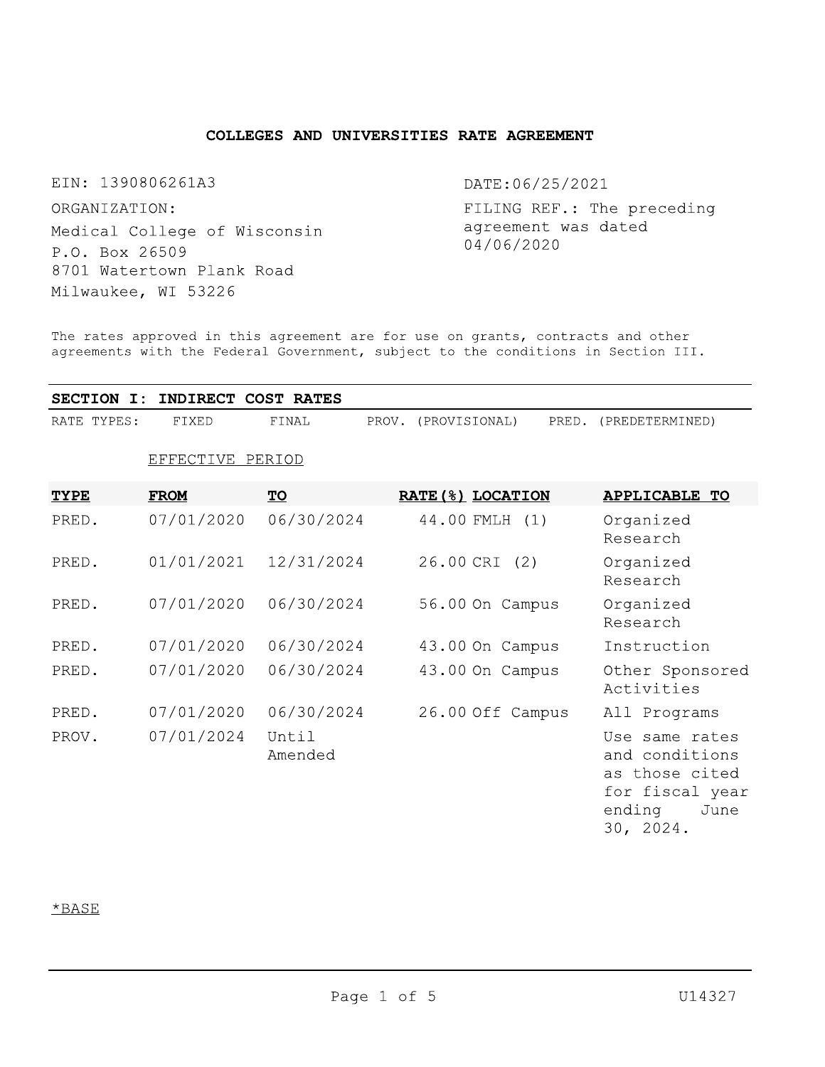# COLLEGES AND UNIVERSITIES RATE AGREEMENT

EIN: 1390806261A3

ORGANIZATION:

Medical College of Wisconsin
P.O. Box 26509
8701 Watertown Plank Road
Milwaukee, WI 53226

DATE:06/25/2021

FILING REF.: The preceding agreement was dated 04/06/2020

The rates approved in this agreement are for use on grants, contracts and other agreements with the Federal Government, subject to the conditions in Section III.

## SECTION I: INDIRECT COST RATES

RATE TYPES: FIXED FINAL PROV. (PROVISIONAL) PRED. (PREDETERMINED)

| | EFFECTIVE PERIOD | | | | |
|---|---|---|---|---|---|
| **TYPE** | **FROM** | **TO** | **RATE(%)** | **LOCATION** | **APPLICABLE TO** |
| PRED. | 07/01/2020 | 06/30/2024 | 44.00 | FMLH (1) | Organized Research |
| PRED. | 01/01/2021 | 12/31/2024 | 26.00 | CRI (2) | Organized Research |
| PRED. | 07/01/2020 | 06/30/2024 | 56.00 | On Campus | Organized Research |
| PRED. | 07/01/2020 | 06/30/2024 | 43.00 | On Campus | Instruction |
| PRED. | 07/01/2020 | 06/30/2024 | 43.00 | On Campus | Other Sponsored Activities |
| PRED. | 07/01/2020 | 06/30/2024 | 26.00 | Off Campus | All Programs |
| PROV. | 07/01/2024 | Until Amended | | | Use same rates and conditions as those cited for fiscal year ending June 30, 2024. |

*BASE

U14327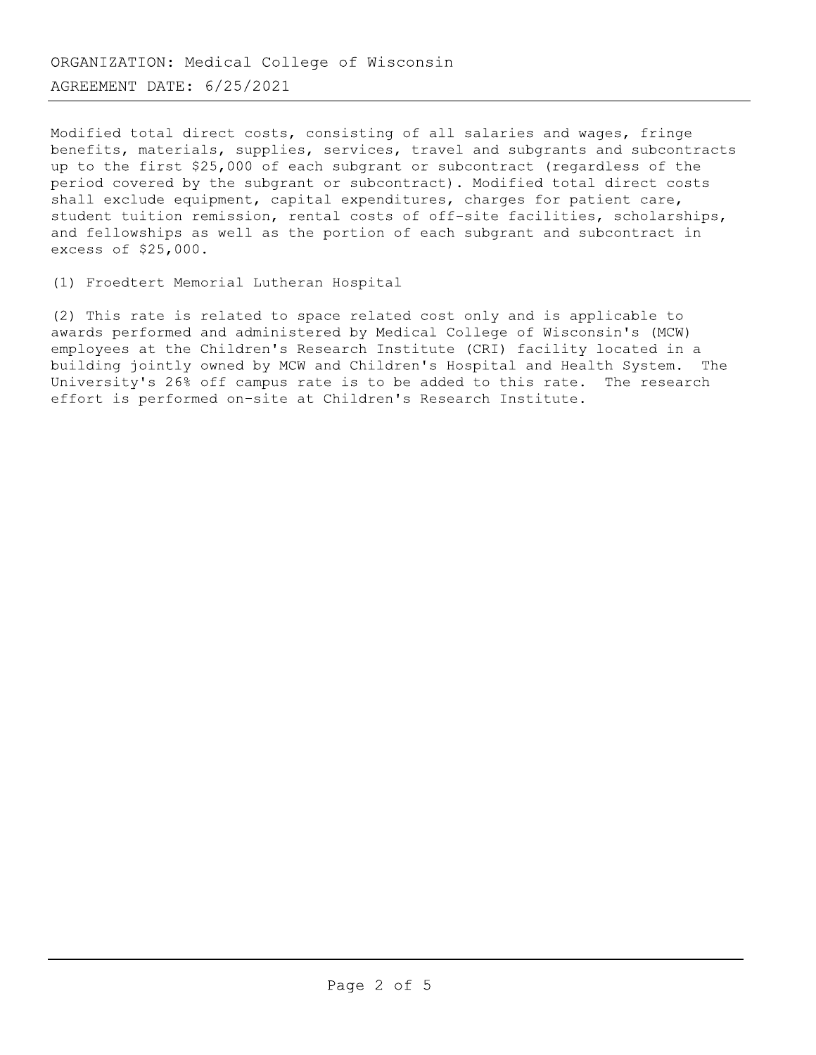ORGANIZATION: Medical College of Wisconsin

AGREEMENT DATE: 6/25/2021

---

Modified total direct costs, consisting of all salaries and wages, fringe benefits, materials, supplies, services, travel and subgrants and subcontracts up to the first $25,000 of each subgrant or subcontract (regardless of the period covered by the subgrant or subcontract). Modified total direct costs shall exclude equipment, capital expenditures, charges for patient care, student tuition remission, rental costs of off-site facilities, scholarships, and fellowships as well as the portion of each subgrant and subcontract in excess of $25,000.

(1) Froedtert Memorial Lutheran Hospital

(2) This rate is related to space related cost only and is applicable to awards performed and administered by Medical College of Wisconsin's (MCW) employees at the Children's Research Institute (CRI) facility located in a building jointly owned by MCW and Children's Hospital and Health System. The University's 26% off campus rate is to be added to this rate. The research effort is performed on-site at Children's Research Institute.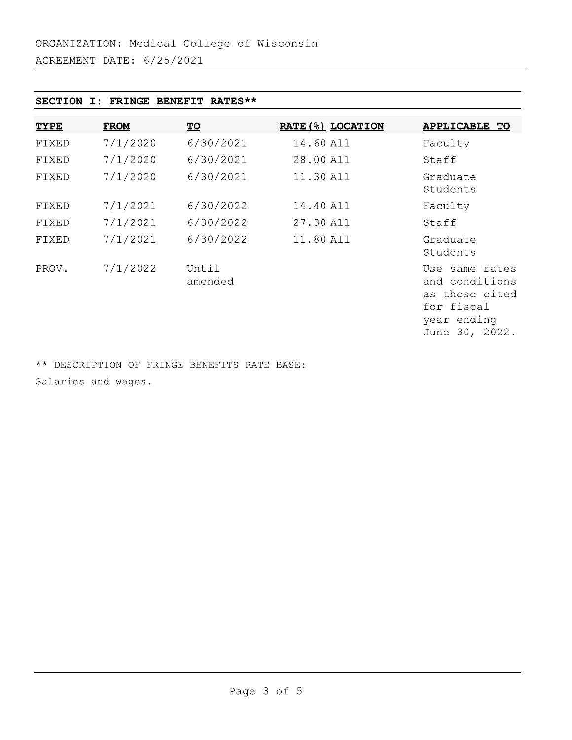ORGANIZATION: Medical College of Wisconsin

AGREEMENT DATE: 6/25/2021

## SECTION I: FRINGE BENEFIT RATES**

| TYPE | FROM | TO | RATE(%) | LOCATION | APPLICABLE TO |
|---|---|---|---|---|---|
| FIXED | 7/1/2020 | 6/30/2021 | 14.60 | All | Faculty |
| FIXED | 7/1/2020 | 6/30/2021 | 28.00 | All | Staff |
| FIXED | 7/1/2020 | 6/30/2021 | 11.30 | All | Graduate Students |
| FIXED | 7/1/2021 | 6/30/2022 | 14.40 | All | Faculty |
| FIXED | 7/1/2021 | 6/30/2022 | 27.30 | All | Staff |
| FIXED | 7/1/2021 | 6/30/2022 | 11.80 | All | Graduate Students |
| PROV. | 7/1/2022 | Until amended | | | Use same rates and conditions as those cited for fiscal year ending June 30, 2022. |

** DESCRIPTION OF FRINGE BENEFITS RATE BASE:

Salaries and wages.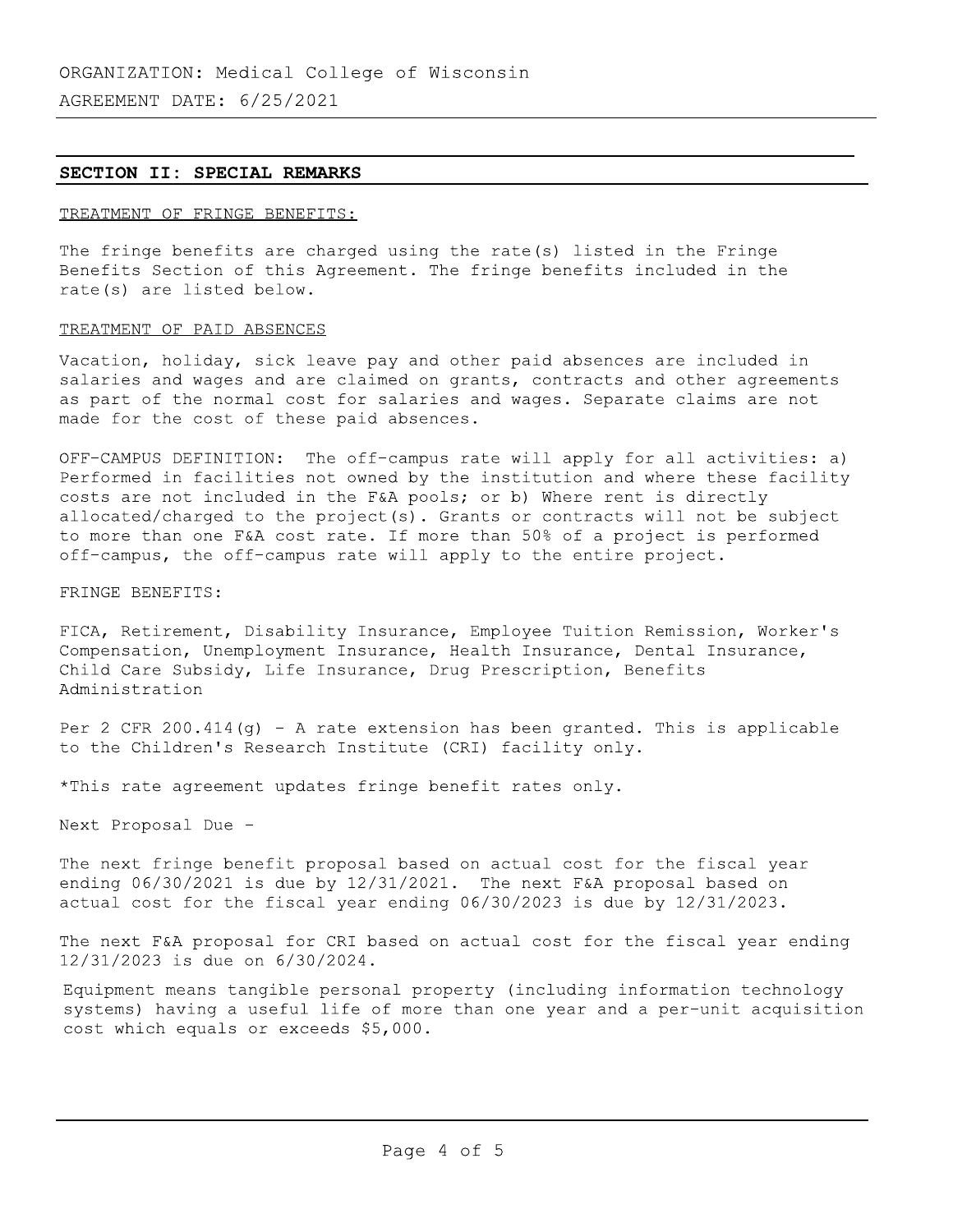ORGANIZATION: Medical College of Wisconsin

AGREEMENT DATE: 6/25/2021

## SECTION II: SPECIAL REMARKS

TREATMENT OF FRINGE BENEFITS:

The fringe benefits are charged using the rate(s) listed in the Fringe Benefits Section of this Agreement. The fringe benefits included in the rate(s) are listed below.

TREATMENT OF PAID ABSENCES

Vacation, holiday, sick leave pay and other paid absences are included in salaries and wages and are claimed on grants, contracts and other agreements as part of the normal cost for salaries and wages. Separate claims are not made for the cost of these paid absences.

OFF-CAMPUS DEFINITION: The off-campus rate will apply for all activities: a) Performed in facilities not owned by the institution and where these facility costs are not included in the F&A pools; or b) Where rent is directly allocated/charged to the project(s). Grants or contracts will not be subject to more than one F&A cost rate. If more than 50% of a project is performed off-campus, the off-campus rate will apply to the entire project.

FRINGE BENEFITS:

FICA, Retirement, Disability Insurance, Employee Tuition Remission, Worker's Compensation, Unemployment Insurance, Health Insurance, Dental Insurance, Child Care Subsidy, Life Insurance, Drug Prescription, Benefits Administration

Per 2 CFR 200.414(g) - A rate extension has been granted. This is applicable to the Children's Research Institute (CRI) facility only.

*This rate agreement updates fringe benefit rates only.

Next Proposal Due -

The next fringe benefit proposal based on actual cost for the fiscal year ending 06/30/2021 is due by 12/31/2021. The next F&A proposal based on actual cost for the fiscal year ending 06/30/2023 is due by 12/31/2023.

The next F&A proposal for CRI based on actual cost for the fiscal year ending 12/31/2023 is due on 6/30/2024.

Equipment means tangible personal property (including information technology systems) having a useful life of more than one year and a per-unit acquisition cost which equals or exceeds $5,000.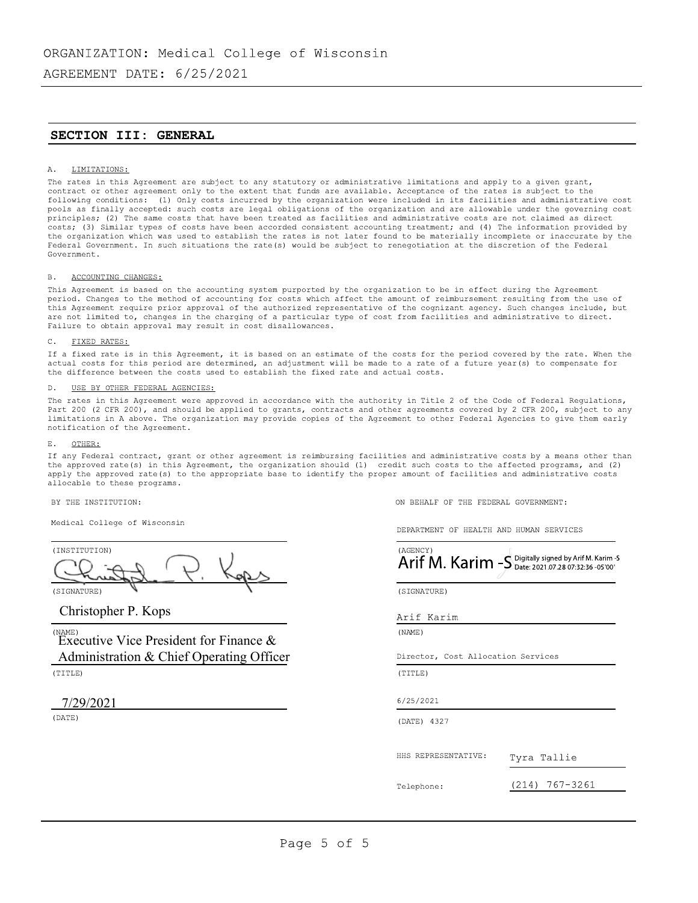ORGANIZATION: Medical College of Wisconsin

AGREEMENT DATE: 6/25/2021

## SECTION III: GENERAL

A. LIMITATIONS:

The rates in this Agreement are subject to any statutory or administrative limitations and apply to a given grant, contract or other agreement only to the extent that funds are available. Acceptance of the rates is subject to the following conditions: (1) Only costs incurred by the organization were included in its facilities and administrative cost pools as finally accepted: such costs are legal obligations of the organization and are allowable under the governing cost principles; (2) The same costs that have been treated as facilities and administrative costs are not claimed as direct costs; (3) Similar types of costs have been accorded consistent accounting treatment; and (4) The information provided by the organization which was used to establish the rates is not later found to be materially incomplete or inaccurate by the Federal Government. In such situations the rate(s) would be subject to renegotiation at the discretion of the Federal Government.

B. ACCOUNTING CHANGES:

This Agreement is based on the accounting system purported by the organization to be in effect during the Agreement period. Changes to the method of accounting for costs which affect the amount of reimbursement resulting from the use of this Agreement require prior approval of the authorized representative of the cognizant agency. Such changes include, but are not limited to, changes in the charging of a particular type of cost from facilities and administrative to direct. Failure to obtain approval may result in cost disallowances.

C. FIXED RATES:

If a fixed rate is in this Agreement, it is based on an estimate of the costs for the period covered by the rate. When the actual costs for this period are determined, an adjustment will be made to a rate of a future year(s) to compensate for the difference between the costs used to establish the fixed rate and actual costs.

D. USE BY OTHER FEDERAL AGENCIES:

The rates in this Agreement were approved in accordance with the authority in Title 2 of the Code of Federal Regulations, Part 200 (2 CFR 200), and should be applied to grants, contracts and other agreements covered by 2 CFR 200, subject to any limitations in A above. The organization may provide copies of the Agreement to other Federal Agencies to give them early notification of the Agreement.

E. OTHER:

If any Federal contract, grant or other agreement is reimbursing facilities and administrative costs by a means other than the approved rate(s) in this Agreement, the organization should (1) credit such costs to the affected programs, and (2) apply the approved rate(s) to the appropriate base to identify the proper amount of facilities and administrative costs allocable to these programs.

BY THE INSTITUTION:

Medical College of Wisconsin

(INSTITUTION)

Christopher P. Kops

(SIGNATURE)

Christopher P. Kops

(NAME)

Executive Vice President for Finance & Administration & Chief Operating Officer

(TITLE)

7/29/2021

(DATE)

ON BEHALF OF THE FEDERAL GOVERNMENT:

DEPARTMENT OF HEALTH AND HUMAN SERVICES

(AGENCY)

Arif M. Karim -S Digitally signed by Arif M. Karim -S Date: 2021.07.28 07:32:36 -05'00'

(SIGNATURE)

Arif Karim

(NAME)

Director, Cost Allocation Services

(TITLE)

6/25/2021

(DATE) 4327

HHS REPRESENTATIVE: Tyra Tallie

Telephone: (214) 767-3261